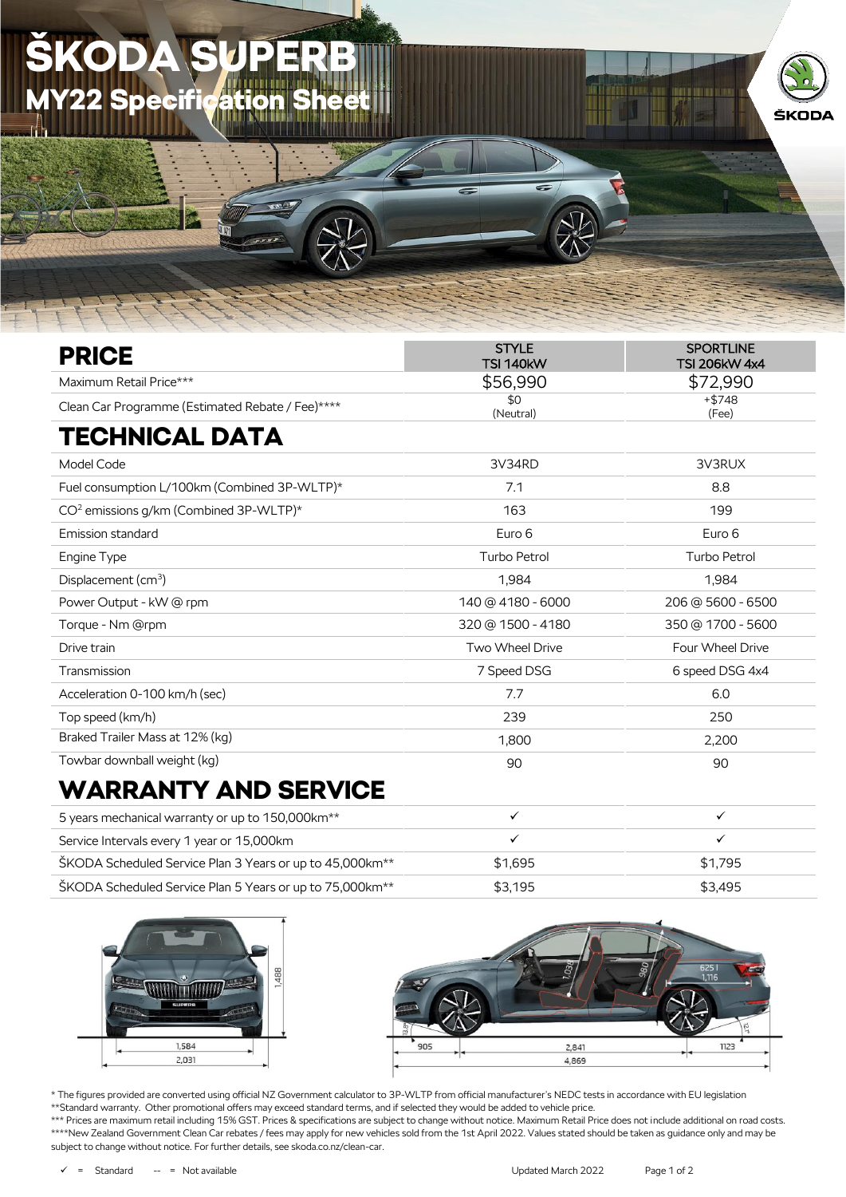# ŠKODA SUPERB

## MY22 Specification Sheet

| PRICE | STYLE TSI 140kW | SPORTLINE TSI 206kW 4x4 |
|---|---|---|
| Maximum Retail Price*** | $56,990 | $72,990 |
| Clean Car Programme (Estimated Rebate / Fee)**** | $0 (Neutral) | +$748 (Fee) |

## TECHNICAL DATA

| | STYLE TSI 140kW | SPORTLINE TSI 206kW 4x4 |
|---|---|---|
| Model Code | 3V34RD | 3V3RUX |
| Fuel consumption L/100km (Combined 3P-WLTP)* | 7.1 | 8.8 |
| $CO^2$ emissions g/km (Combined 3P-WLTP)* | 163 | 199 |
| Emission standard | Euro 6 | Euro 6 |
| Engine Type | Turbo Petrol | Turbo Petrol |
| Displacement ($cm^3$) | 1,984 | 1,984 |
| Power Output - kW @ rpm | 140 @ 4180 - 6000 | 206 @ 5600 - 6500 |
| Torque - Nm @rpm | 320 @ 1500 - 4180 | 350 @ 1700 - 5600 |
| Drive train | Two Wheel Drive | Four Wheel Drive |
| Transmission | 7 Speed DSG | 6 speed DSG 4x4 |
| Acceleration 0-100 km/h (sec) | 7.7 | 6.0 |
| Top speed (km/h) | 239 | 250 |
| Braked Trailer Mass at 12% (kg) | 1,800 | 2,200 |
| Towbar downball weight (kg) | 90 | 90 |

## WARRANTY AND SERVICE

| | STYLE TSI 140kW | SPORTLINE TSI 206kW 4x4 |
|---|---|---|
| 5 years mechanical warranty or up to 150,000km** | ✓ | ✓ |
| Service Intervals every 1 year or 15,000km | ✓ | ✓ |
| ŠKODA Scheduled Service Plan 3 Years or up to 45,000km** | $1,695 | $1,795 |
| ŠKODA Scheduled Service Plan 5 Years or up to 75,000km** | $3,195 | $3,495 |

1,488

1,584

2,031

1,034 980 625 l 1,116

905 2,841 1123

4,869

\* The figures provided are converted using official NZ Government calculator to 3P-WLTP from official manufacturer's NEDC tests in accordance with EU legislation
\*\*Standard warranty. Other promotional offers may exceed standard terms, and if selected they would be added to vehicle price.
\*\*\* Prices are maximum retail including 15% GST. Prices & specifications are subject to change without notice. Maximum Retail Price does not include additional on road costs.
\*\*\*\*New Zealand Government Clean Car rebates / fees may apply for new vehicles sold from the 1st April 2022. Values stated should be taken as guidance only and may be subject to change without notice. For further details, see skoda.co.nz/clean-car.

✓ = Standard -- = Not available

Updated March 2022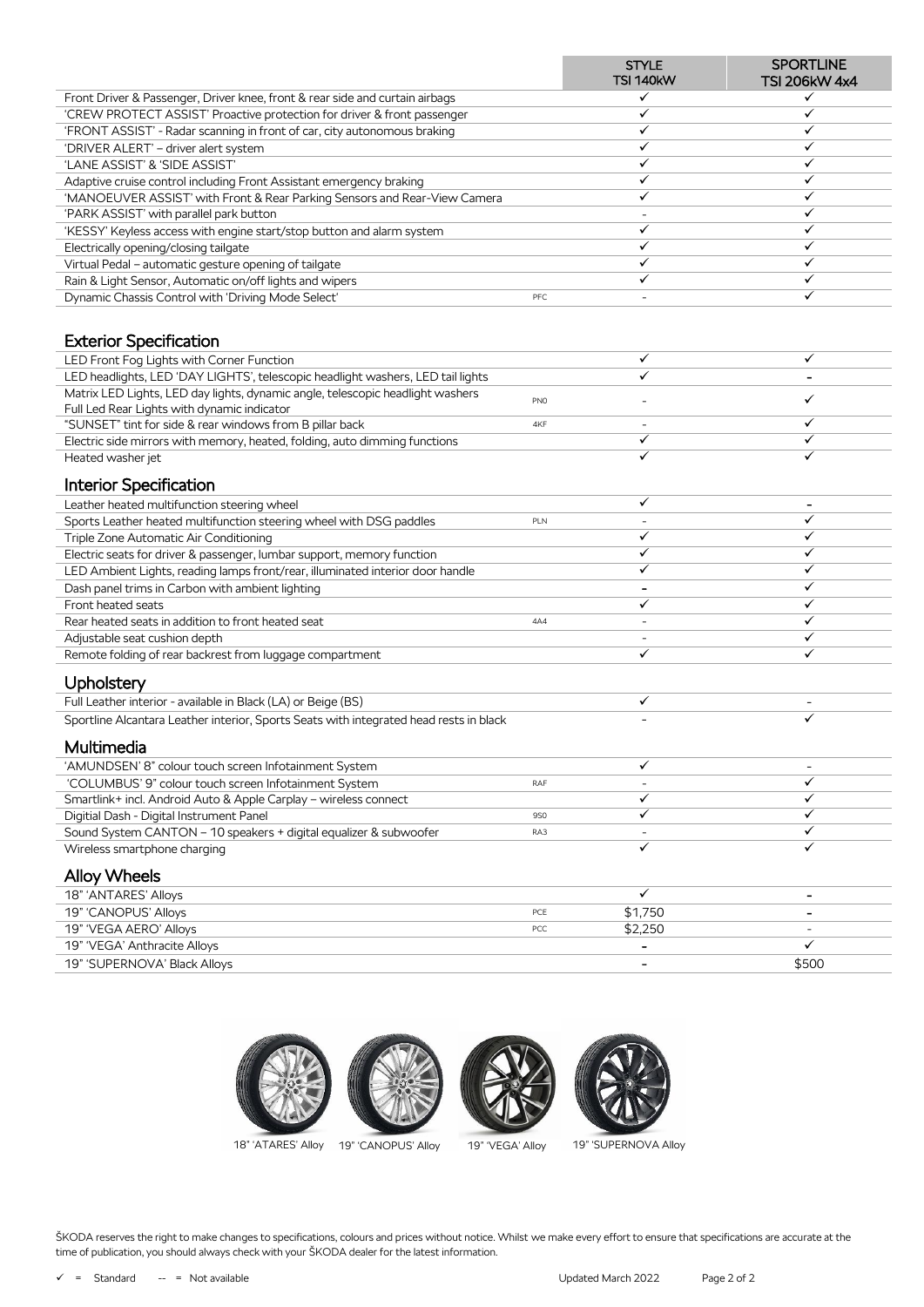| | | STYLE TSI 140kW | SPORTLINE TSI 206kW 4x4 |
|---|---|---|---|
| Front Driver & Passenger, Driver knee, front & rear side and curtain airbags | | ✓ | ✓ |
| 'CREW PROTECT ASSIST' Proactive protection for driver & front passenger | | ✓ | ✓ |
| 'FRONT ASSIST' - Radar scanning in front of car, city autonomous braking | | ✓ | ✓ |
| 'DRIVER ALERT' – driver alert system | | ✓ | ✓ |
| 'LANE ASSIST' & 'SIDE ASSIST' | | ✓ | ✓ |
| Adaptive cruise control including Front Assistant emergency braking | | ✓ | ✓ |
| 'MANOEUVER ASSIST' with Front & Rear Parking Sensors and Rear-View Camera | | ✓ | ✓ |
| 'PARK ASSIST' with parallel park button | | - | ✓ |
| 'KESSY' Keyless access with engine start/stop button and alarm system | | ✓ | ✓ |
| Electrically opening/closing tailgate | | ✓ | ✓ |
| Virtual Pedal – automatic gesture opening of tailgate | | ✓ | ✓ |
| Rain & Light Sensor, Automatic on/off lights and wipers | | ✓ | ✓ |
| Dynamic Chassis Control with 'Driving Mode Select' | PFC | - | ✓ |

## Exterior Specification

| | | | |
|---|---|---|---|
| LED Front Fog Lights with Corner Function | | ✓ | ✓ |
| LED headlights, LED 'DAY LIGHTS', telescopic headlight washers, LED tail lights | | ✓ | - |
| Matrix LED Lights, LED day lights, dynamic angle, telescopic headlight washers Full Led Rear Lights with dynamic indicator | PN0 | - | ✓ |
| "SUNSET" tint for side & rear windows from B pillar back | 4KF | - | ✓ |
| Electric side mirrors with memory, heated, folding, auto dimming functions | | ✓ | ✓ |
| Heated washer jet | | ✓ | ✓ |

## Interior Specification

| | | | |
|---|---|---|---|
| Leather heated multifunction steering wheel | | ✓ | - |
| Sports Leather heated multifunction steering wheel with DSG paddles | PLN | - | ✓ |
| Triple Zone Automatic Air Conditioning | | ✓ | ✓ |
| Electric seats for driver & passenger, lumbar support, memory function | | ✓ | ✓ |
| LED Ambient Lights, reading lamps front/rear, illuminated interior door handle | | ✓ | ✓ |
| Dash panel trims in Carbon with ambient lighting | | - | ✓ |
| Front heated seats | | ✓ | ✓ |
| Rear heated seats in addition to front heated seat | 4A4 | - | ✓ |
| Adjustable seat cushion depth | | - | ✓ |
| Remote folding of rear backrest from luggage compartment | | ✓ | ✓ |

## Upholstery

| | | | |
|---|---|---|---|
| Full Leather interior - available in Black (LA) or Beige (BS) | | ✓ | - |
| Sportline Alcantara Leather interior, Sports Seats with integrated head rests in black | | - | ✓ |

## Multimedia

| | | | |
|---|---|---|---|
| 'AMUNDSEN' 8" colour touch screen Infotainment System | | ✓ | - |
| 'COLUMBUS' 9" colour touch screen Infotainment System | RAF | - | ✓ |
| Smartlink+ incl. Android Auto & Apple Carplay – wireless connect | | ✓ | ✓ |
| Digitial Dash - Digital Instrument Panel | 9S0 | ✓ | ✓ |
| Sound System CANTON – 10 speakers + digital equalizer & subwoofer | RA3 | - | ✓ |
| Wireless smartphone charging | | ✓ | ✓ |

## Alloy Wheels

| | | | |
|---|---|---|---|
| 18" 'ANTARES' Alloys | | ✓ | - |
| 19" 'CANOPUS' Alloys | PCE | $1,750 | - |
| 19" 'VEGA AERO' Alloys | PCC | $2,250 | - |
| 19" 'VEGA' Anthracite Alloys | | - | ✓ |
| 19" 'SUPERNOVA' Black Alloys | | - | $500 |

18" 'ATARES' Alloy 19" 'CANOPUS' Alloy 19" 'VEGA' Alloy 19" 'SUPERNOVA Alloy

ŠKODA reserves the right to make changes to specifications, colours and prices without notice. Whilst we make every effort to ensure that specifications are accurate at the time of publication, you should always check with your ŠKODA dealer for the latest information.

✓ = Standard -- = Not available

Updated March 2022